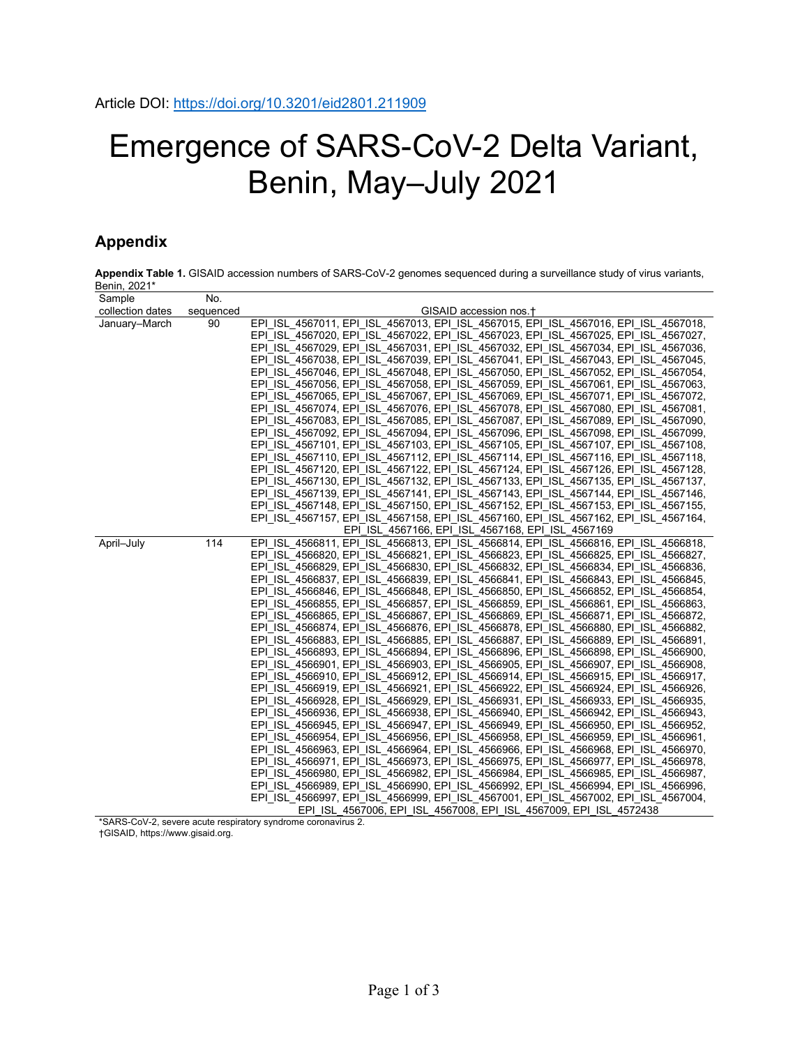Article DOI: https://doi.org/10.3201/eid2801.211909

# Emergence of SARS-CoV-2 Delta Variant, Benin, May–July 2021

## Appendix

**Appendix Table 1.** GISAID accession numbers of SARS-CoV-2 genomes sequenced during a surveillance study of virus variants, Benin, 2021*

| Sample collection dates | No. sequenced | GISAID accession nos.† |
|---|---|---|
| January–March | 90 | EPI_ISL_4567011, EPI_ISL_4567013, EPI_ISL_4567015, EPI_ISL_4567016, EPI_ISL_4567018, EPI_ISL_4567020, EPI_ISL_4567022, EPI_ISL_4567023, EPI_ISL_4567025, EPI_ISL_4567027, EPI_ISL_4567029, EPI_ISL_4567031, EPI_ISL_4567032, EPI_ISL_4567034, EPI_ISL_4567036, EPI_ISL_4567038, EPI_ISL_4567039, EPI_ISL_4567041, EPI_ISL_4567043, EPI_ISL_4567045, EPI_ISL_4567046, EPI_ISL_4567048, EPI_ISL_4567050, EPI_ISL_4567052, EPI_ISL_4567054, EPI_ISL_4567056, EPI_ISL_4567058, EPI_ISL_4567059, EPI_ISL_4567061, EPI_ISL_4567063, EPI_ISL_4567065, EPI_ISL_4567067, EPI_ISL_4567069, EPI_ISL_4567071, EPI_ISL_4567072, EPI_ISL_4567074, EPI_ISL_4567076, EPI_ISL_4567078, EPI_ISL_4567080, EPI_ISL_4567081, EPI_ISL_4567083, EPI_ISL_4567085, EPI_ISL_4567087, EPI_ISL_4567089, EPI_ISL_4567090, EPI_ISL_4567092, EPI_ISL_4567094, EPI_ISL_4567096, EPI_ISL_4567098, EPI_ISL_4567099, EPI_ISL_4567101, EPI_ISL_4567103, EPI_ISL_4567105, EPI_ISL_4567107, EPI_ISL_4567108, EPI_ISL_4567110, EPI_ISL_4567112, EPI_ISL_4567114, EPI_ISL_4567116, EPI_ISL_4567118, EPI_ISL_4567120, EPI_ISL_4567122, EPI_ISL_4567124, EPI_ISL_4567126, EPI_ISL_4567128, EPI_ISL_4567130, EPI_ISL_4567132, EPI_ISL_4567133, EPI_ISL_4567135, EPI_ISL_4567137, EPI_ISL_4567139, EPI_ISL_4567141, EPI_ISL_4567143, EPI_ISL_4567144, EPI_ISL_4567146, EPI_ISL_4567148, EPI_ISL_4567150, EPI_ISL_4567152, EPI_ISL_4567153, EPI_ISL_4567155, EPI_ISL_4567157, EPI_ISL_4567158, EPI_ISL_4567160, EPI_ISL_4567162, EPI_ISL_4567164, EPI_ISL_4567166, EPI_ISL_4567168, EPI_ISL_4567169 |
| April–July | 114 | EPI_ISL_4566811, EPI_ISL_4566813, EPI_ISL_4566814, EPI_ISL_4566816, EPI_ISL_4566818, EPI_ISL_4566820, EPI_ISL_4566821, EPI_ISL_4566823, EPI_ISL_4566825, EPI_ISL_4566827, EPI_ISL_4566829, EPI_ISL_4566830, EPI_ISL_4566832, EPI_ISL_4566834, EPI_ISL_4566836, EPI_ISL_4566837, EPI_ISL_4566839, EPI_ISL_4566841, EPI_ISL_4566843, EPI_ISL_4566845, EPI_ISL_4566846, EPI_ISL_4566848, EPI_ISL_4566850, EPI_ISL_4566852, EPI_ISL_4566854, EPI_ISL_4566855, EPI_ISL_4566857, EPI_ISL_4566859, EPI_ISL_4566861, EPI_ISL_4566863, EPI_ISL_4566865, EPI_ISL_4566867, EPI_ISL_4566869, EPI_ISL_4566871, EPI_ISL_4566872, EPI_ISL_4566874, EPI_ISL_4566876, EPI_ISL_4566878, EPI_ISL_4566880, EPI_ISL_4566882, EPI_ISL_4566883, EPI_ISL_4566885, EPI_ISL_4566887, EPI_ISL_4566889, EPI_ISL_4566891, EPI_ISL_4566893, EPI_ISL_4566894, EPI_ISL_4566896, EPI_ISL_4566898, EPI_ISL_4566900, EPI_ISL_4566901, EPI_ISL_4566903, EPI_ISL_4566905, EPI_ISL_4566907, EPI_ISL_4566908, EPI_ISL_4566910, EPI_ISL_4566912, EPI_ISL_4566914, EPI_ISL_4566915, EPI_ISL_4566917, EPI_ISL_4566919, EPI_ISL_4566921, EPI_ISL_4566922, EPI_ISL_4566924, EPI_ISL_4566926, EPI_ISL_4566928, EPI_ISL_4566929, EPI_ISL_4566931, EPI_ISL_4566933, EPI_ISL_4566935, EPI_ISL_4566936, EPI_ISL_4566938, EPI_ISL_4566940, EPI_ISL_4566942, EPI_ISL_4566943, EPI_ISL_4566945, EPI_ISL_4566947, EPI_ISL_4566949, EPI_ISL_4566950, EPI_ISL_4566952, EPI_ISL_4566954, EPI_ISL_4566956, EPI_ISL_4566958, EPI_ISL_4566959, EPI_ISL_4566961, EPI_ISL_4566963, EPI_ISL_4566964, EPI_ISL_4566966, EPI_ISL_4566968, EPI_ISL_4566970, EPI_ISL_4566971, EPI_ISL_4566973, EPI_ISL_4566975, EPI_ISL_4566977, EPI_ISL_4566978, EPI_ISL_4566980, EPI_ISL_4566982, EPI_ISL_4566984, EPI_ISL_4566985, EPI_ISL_4566987, EPI_ISL_4566989, EPI_ISL_4566990, EPI_ISL_4566992, EPI_ISL_4566994, EPI_ISL_4566996, EPI_ISL_4566997, EPI_ISL_4566999, EPI_ISL_4567001, EPI_ISL_4567002, EPI_ISL_4567004, EPI_ISL_4567006, EPI_ISL_4567008, EPI_ISL_4567009, EPI_ISL_4572438 |

*SARS-CoV-2, severe acute respiratory syndrome coronavirus 2.

†GISAID, https://www.gisaid.org.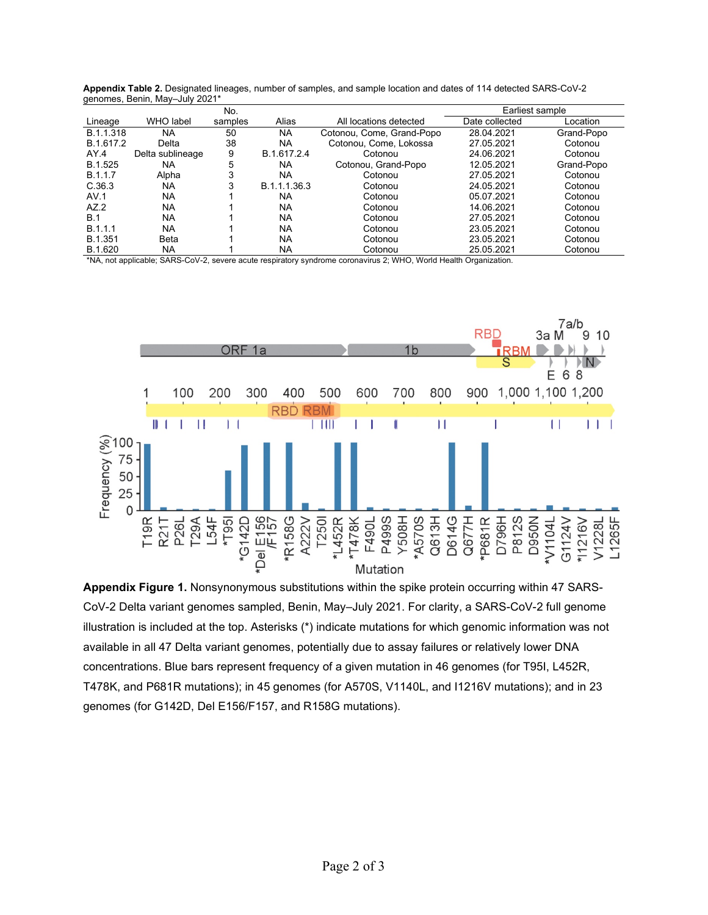**Appendix Table 2.** Designated lineages, number of samples, and sample location and dates of 114 detected SARS-CoV-2 genomes, Benin, May–July 2021*

| Lineage | WHO label | No. samples | Alias | All locations detected | Earliest sample | |
|---|---|---|---|---|---|---|
| | | | | | Date collected | Location |
| B.1.1.318 | NA | 50 | NA | Cotonou, Come, Grand-Popo | 28.04.2021 | Grand-Popo |
| B.1.617.2 | Delta | 38 | NA | Cotonou, Come, Lokossa | 27.05.2021 | Cotonou |
| AY.4 | Delta sublineage | 9 | B.1.617.2.4 | Cotonou | 24.06.2021 | Cotonou |
| B.1.525 | NA | 5 | NA | Cotonou, Grand-Popo | 12.05.2021 | Grand-Popo |
| B.1.1.7 | Alpha | 3 | NA | Cotonou | 27.05.2021 | Cotonou |
| C.36.3 | NA | 3 | B.1.1.1.36.3 | Cotonou | 24.05.2021 | Cotonou |
| AV.1 | NA | 1 | NA | Cotonou | 05.07.2021 | Cotonou |
| AZ.2 | NA | 1 | NA | Cotonou | 14.06.2021 | Cotonou |
| B.1 | NA | 1 | NA | Cotonou | 27.05.2021 | Cotonou |
| B.1.1.1 | NA | 1 | NA | Cotonou | 23.05.2021 | Cotonou |
| B.1.351 | Beta | 1 | NA | Cotonou | 23.05.2021 | Cotonou |
| B.1.620 | NA | 1 | NA | Cotonou | 25.05.2021 | Cotonou |

*NA, not applicable; SARS-CoV-2, severe acute respiratory syndrome coronavirus 2; WHO, World Health Organization.

ORF 1a
1b
RBD
RBM
S
3a M
7a/b
9 10
E 6 8
N

1 100 200 300 400 500 600 700 800 900 1,000 1,100 1,200

RBD RBM

Frequency (%)
100
75
50
25
0

T19R R21T P26L T29A L54F *T95I *G142D *Del E156/F157 *R158G A222V T250I *L452R *T478K F490L P499S Y508H *A570S Q613H D614G Q677H *P681R D796H P812S D950N *V1104L G1124V *I1216V V1228L L1265F

Mutation

**Appendix Figure 1.** Nonsynonymous substitutions within the spike protein occurring within 47 SARS-CoV-2 Delta variant genomes sampled, Benin, May–July 2021. For clarity, a SARS-CoV-2 full genome illustration is included at the top. Asterisks (*) indicate mutations for which genomic information was not available in all 47 Delta variant genomes, potentially due to assay failures or relatively lower DNA concentrations. Blue bars represent frequency of a given mutation in 46 genomes (for T95I, L452R, T478K, and P681R mutations); in 45 genomes (for A570S, V1140L, and I1216V mutations); and in 23 genomes (for G142D, Del E156/F157, and R158G mutations).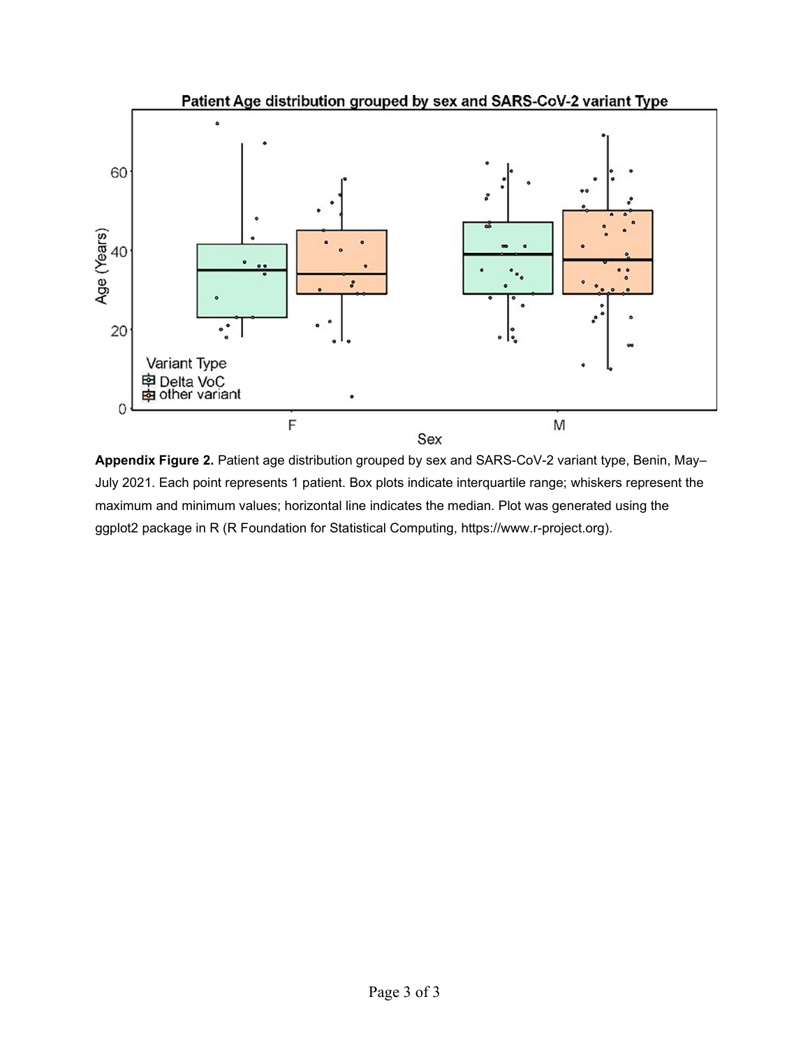Patient Age distribution grouped by sex and SARS-CoV-2 variant Type

Age (Years)

60

40

20

0

Variant Type

Delta VoC

other variant

F

M

Sex

**Appendix Figure 2.** Patient age distribution grouped by sex and SARS-CoV-2 variant type, Benin, May–July 2021. Each point represents 1 patient. Box plots indicate interquartile range; whiskers represent the maximum and minimum values; horizontal line indicates the median. Plot was generated using the ggplot2 package in R (R Foundation for Statistical Computing, https://www.r-project.org).